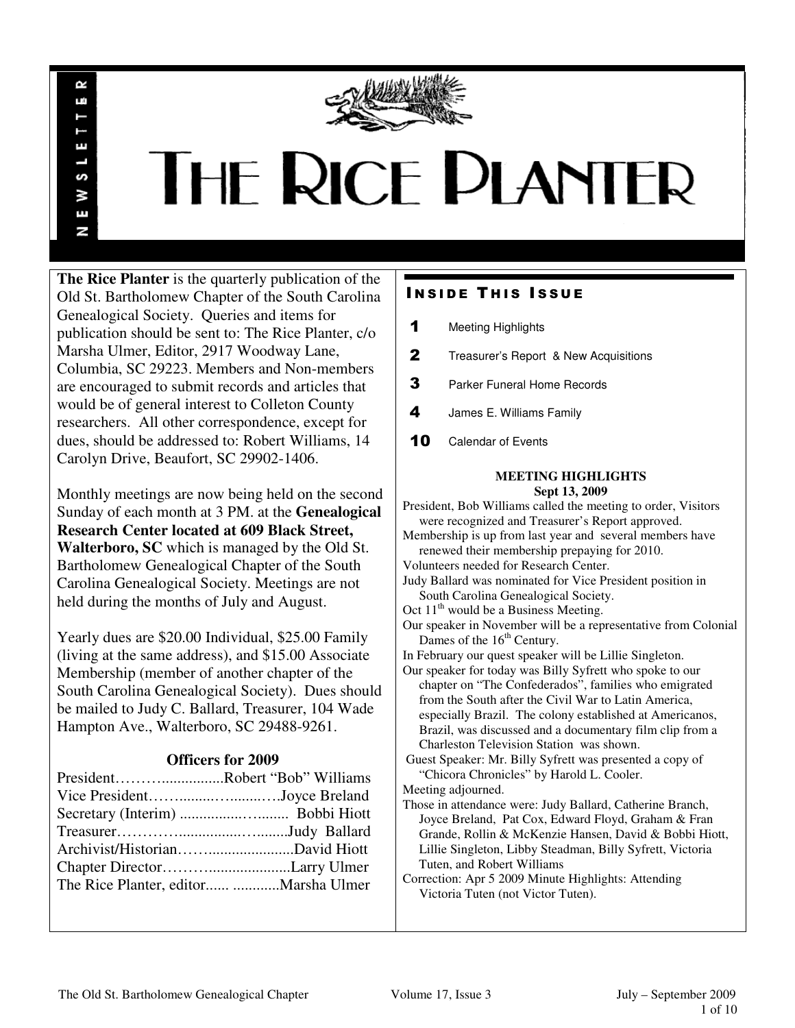# THE RICE PLANTER

NEWSLETTER

**The Rice Planter** is the quarterly publication of the Old St. Bartholomew Chapter of the South Carolina Genealogical Society. Queries and items for publication should be sent to: The Rice Planter, c/o Marsha Ulmer, Editor, 2917 Woodway Lane, Columbia, SC 29223. Members and Non-members are encouraged to submit records and articles that would be of general interest to Colleton County researchers. All other correspondence, except for dues, should be addressed to: Robert Williams, 14 Carolyn Drive, Beaufort, SC 29902-1406.

Monthly meetings are now being held on the second Sunday of each month at 3 PM. at the **Genealogical Research Center located at 609 Black Street, Walterboro, SC** which is managed by the Old St. Bartholomew Genealogical Chapter of the South Carolina Genealogical Society. Meetings are not held during the months of July and August.

Yearly dues are $20.00 Individual, $25.00 Family (living at the same address), and $15.00 Associate Membership (member of another chapter of the South Carolina Genealogical Society). Dues should be mailed to Judy C. Ballard, Treasurer, 104 Wade Hampton Ave., Walterboro, SC 29488-9261.

### Officers for 2009

President……….................Robert "Bob" Williams
Vice President……........…........….Joyce Breland
Secretary (Interim) ...............…........ Bobbi Hiott
Treasurer…………..............…........Judy Ballard
Archivist/Historian……......................David Hiott
Chapter Director……….....................Larry Ulmer
The Rice Planter, editor...... ............Marsha Ulmer

## INSIDE THIS ISSUE

**1** Meeting Highlights
**2** Treasurer's Report & New Acquisitions
**3** Parker Funeral Home Records
**4** James E. Williams Family
**10** Calendar of Events

### MEETING HIGHLIGHTS
**Sept 13, 2009**

President, Bob Williams called the meeting to order, Visitors were recognized and Treasurer's Report approved.
Membership is up from last year and several members have renewed their membership prepaying for 2010.
Volunteers needed for Research Center.
Judy Ballard was nominated for Vice President position in South Carolina Genealogical Society.
Oct 11th would be a Business Meeting.
Our speaker in November will be a representative from Colonial Dames of the 16th Century.
In February our quest speaker will be Lillie Singleton.
Our speaker for today was Billy Syfrett who spoke to our chapter on "The Confederados", families who emigrated from the South after the Civil War to Latin America, especially Brazil. The colony established at Americanos, Brazil, was discussed and a documentary film clip from a Charleston Television Station was shown.
Guest Speaker: Mr. Billy Syfrett was presented a copy of "Chicora Chronicles" by Harold L. Cooler.
Meeting adjourned.
Those in attendance were: Judy Ballard, Catherine Branch, Joyce Breland, Pat Cox, Edward Floyd, Graham & Fran Grande, Rollin & McKenzie Hansen, David & Bobbi Hiott, Lillie Singleton, Libby Steadman, Billy Syfrett, Victoria Tuten, and Robert Williams
Correction: Apr 5 2009 Minute Highlights: Attending Victoria Tuten (not Victor Tuten).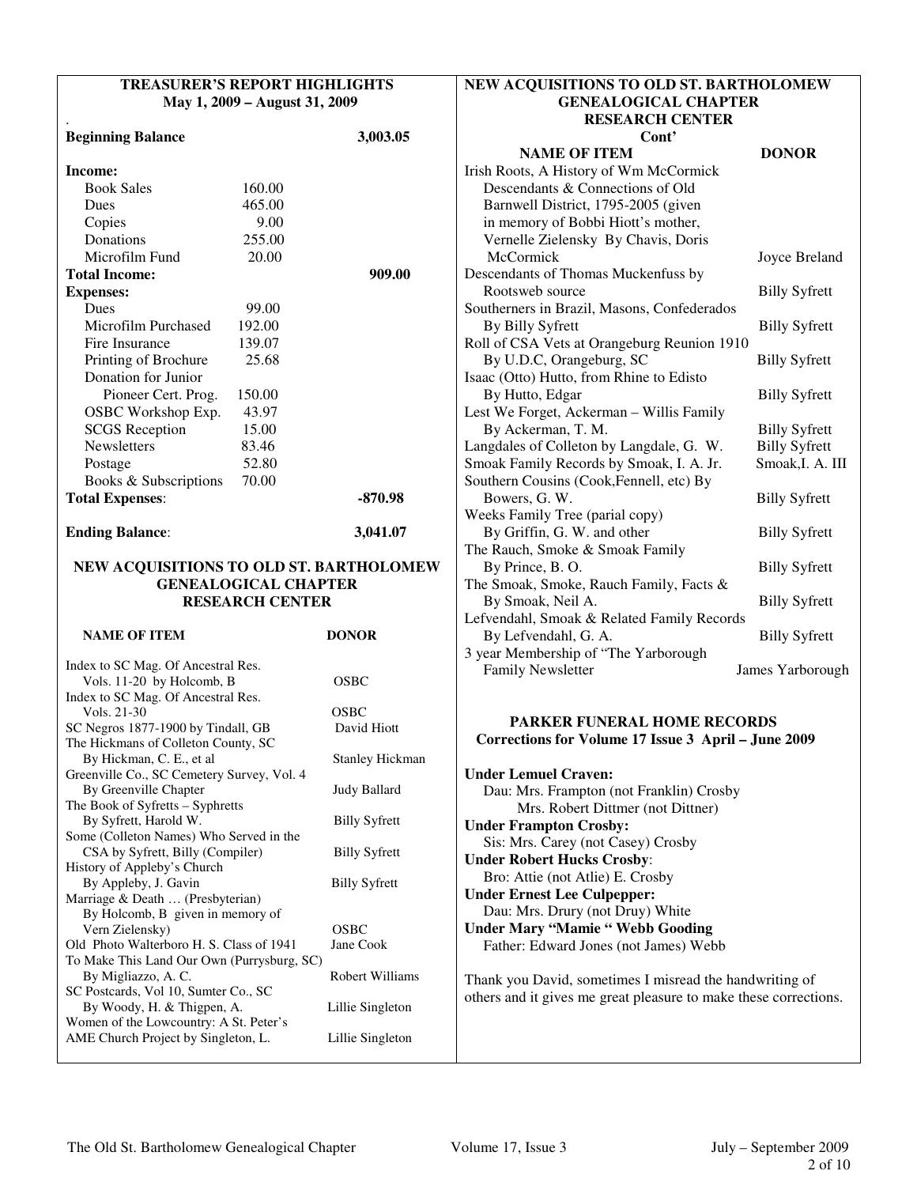## TREASURER'S REPORT HIGHLIGHTS
**May 1, 2009 – August 31, 2009**

| | | |
|---|---|---|
| **Beginning Balance** | | **3,003.05** |
| **Income:** | | |
| Book Sales | 160.00 | |
| Dues | 465.00 | |
| Copies | 9.00 | |
| Donations | 255.00 | |
| Microfilm Fund | 20.00 | |
| **Total Income:** | | **909.00** |
| **Expenses:** | | |
| Dues | 99.00 | |
| Microfilm Purchased | 192.00 | |
| Fire Insurance | 139.07 | |
| Printing of Brochure | 25.68 | |
| Donation for Junior Pioneer Cert. Prog. | 150.00 | |
| OSBC Workshop Exp. | 43.97 | |
| SCGS Reception | 15.00 | |
| Newsletters | 83.46 | |
| Postage | 52.80 | |
| Books & Subscriptions | 70.00 | |
| **Total Expenses**: | | **-870.98** |
| **Ending Balance**: | | **3,041.07** |

## NEW ACQUISITIONS TO OLD ST. BARTHOLOMEW GENEALOGICAL CHAPTER RESEARCH CENTER

| NAME OF ITEM | DONOR |
|---|---|
| Index to SC Mag. Of Ancestral Res. Vols. 11-20 by Holcomb, B | OSBC |
| Index to SC Mag. Of Ancestral Res. Vols. 21-30 | OSBC |
| SC Negros 1877-1900 by Tindall, GB | David Hiott |
| The Hickmans of Colleton County, SC By Hickman, C. E., et al | Stanley Hickman |
| Greenville Co., SC Cemetery Survey, Vol. 4 By Greenville Chapter | Judy Ballard |
| The Book of Syfretts – Syphretts By Syfrett, Harold W. | Billy Syfrett |
| Some (Colleton Names) Who Served in the CSA by Syfrett, Billy (Compiler) | Billy Syfrett |
| History of Appleby's Church By Appleby, J. Gavin | Billy Syfrett |
| Marriage & Death … (Presbyterian) By Holcomb, B given in memory of Vern Zielensky) | OSBC |
| Old Photo Walterboro H. S. Class of 1941 | Jane Cook |
| To Make This Land Our Own (Purrysburg, SC) By Migliazzo, A. C. | Robert Williams |
| SC Postcards, Vol 10, Sumter Co., SC By Woody, H. & Thigpen, A. | Lillie Singleton |
| Women of the Lowcountry: A St. Peter's AME Church Project by Singleton, L. | Lillie Singleton |

## NEW ACQUISITIONS TO OLD ST. BARTHOLOMEW GENEALOGICAL CHAPTER RESEARCH CENTER Cont'

| NAME OF ITEM | DONOR |
|---|---|
| Irish Roots, A History of Wm McCormick Descendants & Connections of Old Barnwell District, 1795-2005 (given in memory of Bobbi Hiott's mother, Vernelle Zielensky By Chavis, Doris McCormick | Joyce Breland |
| Descendants of Thomas Muckenfuss by Rootsweb source | Billy Syfrett |
| Southerners in Brazil, Masons, Confederados By Billy Syfrett | Billy Syfrett |
| Roll of CSA Vets at Orangeburg Reunion 1910 By U.D.C, Orangeburg, SC | Billy Syfrett |
| Isaac (Otto) Hutto, from Rhine to Edisto By Hutto, Edgar | Billy Syfrett |
| Lest We Forget, Ackerman – Willis Family By Ackerman, T. M. | Billy Syfrett |
| Langdales of Colleton by Langdale, G. W. | Billy Syfrett |
| Smoak Family Records by Smoak, I. A. Jr. | Smoak,I. A. III |
| Southern Cousins (Cook,Fennell, etc) By Bowers, G. W. | Billy Syfrett |
| Weeks Family Tree (parial copy) By Griffin, G. W. and other | Billy Syfrett |
| The Rauch, Smoke & Smoak Family By Prince, B. O. | Billy Syfrett |
| The Smoak, Smoke, Rauch Family, Facts & By Smoak, Neil A. | Billy Syfrett |
| Lefvendahl, Smoak & Related Family Records By Lefvendahl, G. A. | Billy Syfrett |
| 3 year Membership of "The Yarborough Family Newsletter | James Yarborough |

## PARKER FUNERAL HOME RECORDS
**Corrections for Volume 17 Issue 3 April – June 2009**

**Under Lemuel Craven:**
Dau: Mrs. Frampton (not Franklin) Crosby
Mrs. Robert Dittmer (not Dittner)

**Under Frampton Crosby:**
Sis: Mrs. Carey (not Casey) Crosby

**Under Robert Hucks Crosby**:
Bro: Attie (not Atlie) E. Crosby

**Under Ernest Lee Culpepper:**
Dau: Mrs. Drury (not Druy) White

**Under Mary "Mamie " Webb Gooding**
Father: Edward Jones (not James) Webb

Thank you David, sometimes I misread the handwriting of others and it gives me great pleasure to make these corrections.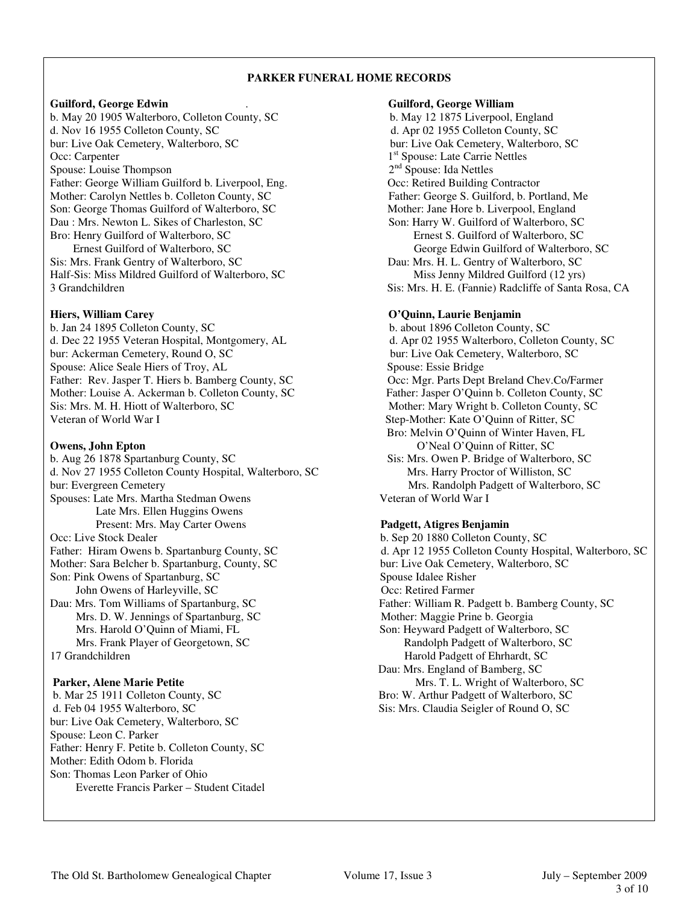## PARKER FUNERAL HOME RECORDS

**Guilford, George Edwin**

b. May 20 1905 Walterboro, Colleton County, SC
d. Nov 16 1955 Colleton County, SC
bur: Live Oak Cemetery, Walterboro, SC
Occ: Carpenter
Spouse: Louise Thompson
Father: George William Guilford b. Liverpool, Eng.
Mother: Carolyn Nettles b. Colleton County, SC
Son: George Thomas Guilford of Walterboro, SC
Dau : Mrs. Newton L. Sikes of Charleston, SC
Bro: Henry Guilford of Walterboro, SC
  Ernest Guilford of Walterboro, SC
Sis: Mrs. Frank Gentry of Walterboro, SC
Half-Sis: Miss Mildred Guilford of Walterboro, SC
3 Grandchildren

**Hiers, William Carey**

b. Jan 24 1895 Colleton County, SC
d. Dec 22 1955 Veteran Hospital, Montgomery, AL
bur: Ackerman Cemetery, Round O, SC
Spouse: Alice Seale Hiers of Troy, AL
Father: Rev. Jasper T. Hiers b. Bamberg County, SC
Mother: Louise A. Ackerman b. Colleton County, SC
Sis: Mrs. M. H. Hiott of Walterboro, SC
Veteran of World War I

**Owens, John Epton**

b. Aug 26 1878 Spartanburg County, SC
d. Nov 27 1955 Colleton County Hospital, Walterboro, SC
bur: Evergreen Cemetery
Spouses: Late Mrs. Martha Stedman Owens
  Late Mrs. Ellen Huggins Owens
  Present: Mrs. May Carter Owens
Occ: Live Stock Dealer
Father: Hiram Owens b. Spartanburg County, SC
Mother: Sara Belcher b. Spartanburg, County, SC
Son: Pink Owens of Spartanburg, SC
  John Owens of Harleyville, SC
Dau: Mrs. Tom Williams of Spartanburg, SC
  Mrs. D. W. Jennings of Spartanburg, SC
  Mrs. Harold O'Quinn of Miami, FL
  Mrs. Frank Player of Georgetown, SC
17 Grandchildren

**Parker, Alene Marie Petite**

b. Mar 25 1911 Colleton County, SC
d. Feb 04 1955 Walterboro, SC
bur: Live Oak Cemetery, Walterboro, SC
Spouse: Leon C. Parker
Father: Henry F. Petite b. Colleton County, SC
Mother: Edith Odom b. Florida
Son: Thomas Leon Parker of Ohio
  Everette Francis Parker – Student Citadel

**Guilford, George William**

b. May 12 1875 Liverpool, England
d. Apr 02 1955 Colleton County, SC
bur: Live Oak Cemetery, Walterboro, SC
1st Spouse: Late Carrie Nettles
2nd Spouse: Ida Nettles
Occ: Retired Building Contractor
Father: George S. Guilford, b. Portland, Me
Mother: Jane Hore b. Liverpool, England
Son: Harry W. Guilford of Walterboro, SC
  Ernest S. Guilford of Walterboro, SC
  George Edwin Guilford of Walterboro, SC
Dau: Mrs. H. L. Gentry of Walterboro, SC
  Miss Jenny Mildred Guilford (12 yrs)
Sis: Mrs. H. E. (Fannie) Radcliffe of Santa Rosa, CA

**O'Quinn, Laurie Benjamin**

b. about 1896 Colleton County, SC
d. Apr 02 1955 Walterboro, Colleton County, SC
bur: Live Oak Cemetery, Walterboro, SC
Spouse: Essie Bridge
Occ: Mgr. Parts Dept Breland Chev.Co/Farmer
Father: Jasper O'Quinn b. Colleton County, SC
Mother: Mary Wright b. Colleton County, SC
Step-Mother: Kate O'Quinn of Ritter, SC
Bro: Melvin O'Quinn of Winter Haven, FL
  O'Neal O'Quinn of Ritter, SC
Sis: Mrs. Owen P. Bridge of Walterboro, SC
  Mrs. Harry Proctor of Williston, SC
  Mrs. Randolph Padgett of Walterboro, SC
Veteran of World War I

**Padgett, Atigres Benjamin**

b. Sep 20 1880 Colleton County, SC
d. Apr 12 1955 Colleton County Hospital, Walterboro, SC
bur: Live Oak Cemetery, Walterboro, SC
Spouse Idalee Risher
Occ: Retired Farmer
Father: William R. Padgett b. Bamberg County, SC
Mother: Maggie Prine b. Georgia
Son: Heyward Padgett of Walterboro, SC
  Randolph Padgett of Walterboro, SC
  Harold Padgett of Ehrhardt, SC
Dau: Mrs. England of Bamberg, SC
  Mrs. T. L. Wright of Walterboro, SC
Bro: W. Arthur Padgett of Walterboro, SC
Sis: Mrs. Claudia Seigler of Round O, SC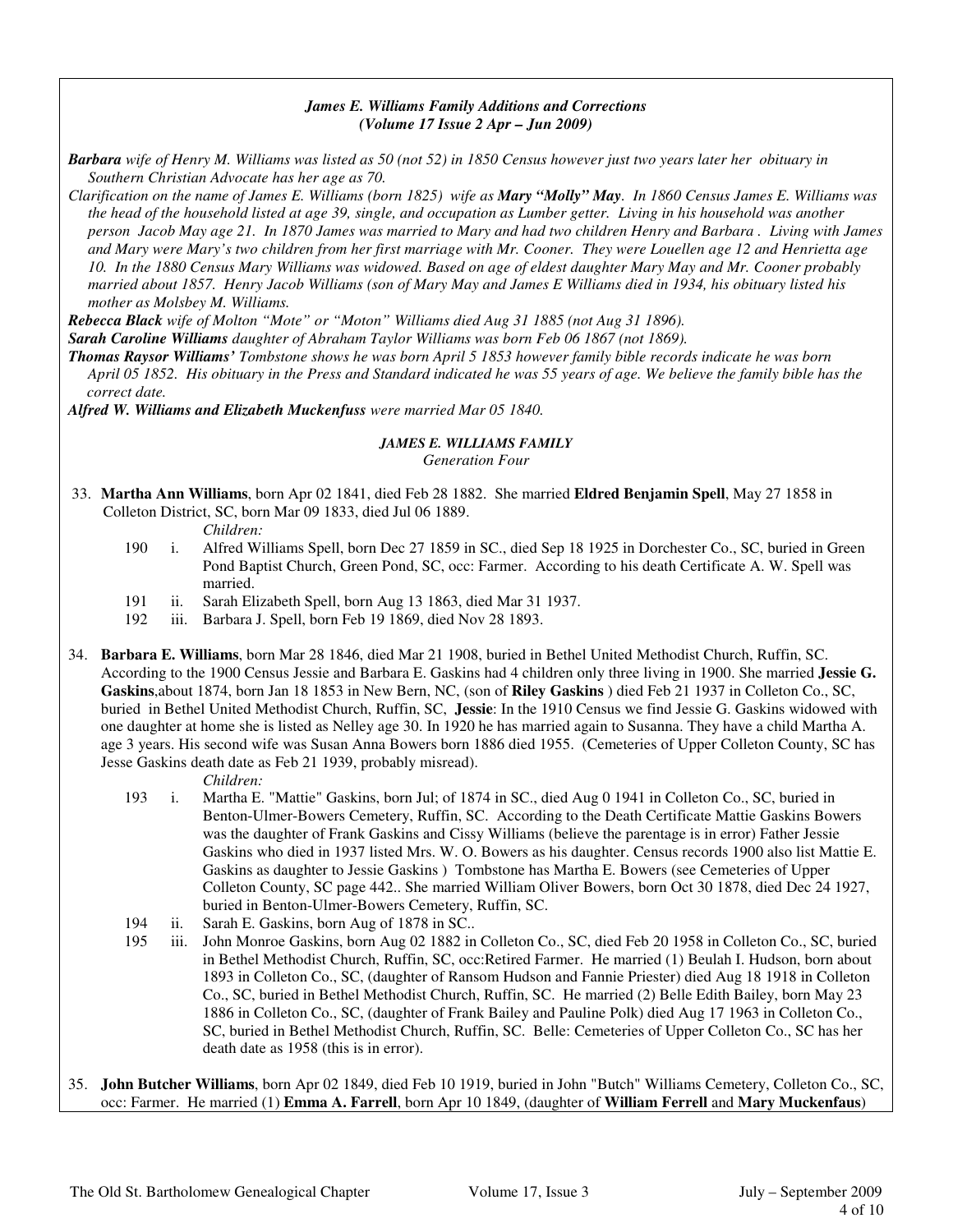### *James E. Williams Family Additions and Corrections*
### *(Volume 17 Issue 2 Apr – Jun 2009)*

***Barbara*** *wife of Henry M. Williams was listed as 50 (not 52) in 1850 Census however just two years later her obituary in Southern Christian Advocate has her age as 70.*

*Clarification on the name of James E. Williams (born 1825) wife as* ***Mary "Molly" May****. In 1860 Census James E. Williams was the head of the household listed at age 39, single, and occupation as Lumber getter. Living in his household was another person Jacob May age 21. In 1870 James was married to Mary and had two children Henry and Barbara . Living with James and Mary were Mary's two children from her first marriage with Mr. Cooner. They were Louellen age 12 and Henrietta age 10. In the 1880 Census Mary Williams was widowed. Based on age of eldest daughter Mary May and Mr. Cooner probably married about 1857. Henry Jacob Williams (son of Mary May and James E Williams died in 1934, his obituary listed his mother as Molsbey M. Williams.*

***Rebecca Black*** *wife of Molton "Mote" or "Moton" Williams died Aug 31 1885 (not Aug 31 1896).*

***Sarah Caroline Williams*** *daughter of Abraham Taylor Williams was born Feb 06 1867 (not 1869).*

***Thomas Raysor Williams'*** *Tombstone shows he was born April 5 1853 however family bible records indicate he was born April 05 1852. His obituary in the Press and Standard indicated he was 55 years of age. We believe the family bible has the correct date.*

***Alfred W. Williams and Elizabeth Muckenfuss*** *were married Mar 05 1840.*

### *JAMES E. WILLIAMS FAMILY*
*Generation Four*

33. **Martha Ann Williams**, born Apr 02 1841, died Feb 28 1882. She married **Eldred Benjamin Spell**, May 27 1858 in Colleton District, SC, born Mar 09 1833, died Jul 06 1889.

    *Children:*

    190 i. Alfred Williams Spell, born Dec 27 1859 in SC., died Sep 18 1925 in Dorchester Co., SC, buried in Green Pond Baptist Church, Green Pond, SC, occ: Farmer. According to his death Certificate A. W. Spell was married.

    191 ii. Sarah Elizabeth Spell, born Aug 13 1863, died Mar 31 1937.

    192 iii. Barbara J. Spell, born Feb 19 1869, died Nov 28 1893.

34. **Barbara E. Williams**, born Mar 28 1846, died Mar 21 1908, buried in Bethel United Methodist Church, Ruffin, SC. According to the 1900 Census Jessie and Barbara E. Gaskins had 4 children only three living in 1900. She married **Jessie G. Gaskins**,about 1874, born Jan 18 1853 in New Bern, NC, (son of **Riley Gaskins** ) died Feb 21 1937 in Colleton Co., SC, buried in Bethel United Methodist Church, Ruffin, SC, **Jessie**: In the 1910 Census we find Jessie G. Gaskins widowed with one daughter at home she is listed as Nelley age 30. In 1920 he has married again to Susanna. They have a child Martha A. age 3 years. His second wife was Susan Anna Bowers born 1886 died 1955. (Cemeteries of Upper Colleton County, SC has Jesse Gaskins death date as Feb 21 1939, probably misread).

    *Children:*

    193 i. Martha E. "Mattie" Gaskins, born Jul; of 1874 in SC., died Aug 0 1941 in Colleton Co., SC, buried in Benton-Ulmer-Bowers Cemetery, Ruffin, SC. According to the Death Certificate Mattie Gaskins Bowers was the daughter of Frank Gaskins and Cissy Williams (believe the parentage is in error) Father Jessie Gaskins who died in 1937 listed Mrs. W. O. Bowers as his daughter. Census records 1900 also list Mattie E. Gaskins as daughter to Jessie Gaskins ) Tombstone has Martha E. Bowers (see Cemeteries of Upper Colleton County, SC page 442.. She married William Oliver Bowers, born Oct 30 1878, died Dec 24 1927, buried in Benton-Ulmer-Bowers Cemetery, Ruffin, SC.

    194 ii. Sarah E. Gaskins, born Aug of 1878 in SC..

    195 iii. John Monroe Gaskins, born Aug 02 1882 in Colleton Co., SC, died Feb 20 1958 in Colleton Co., SC, buried in Bethel Methodist Church, Ruffin, SC, occ:Retired Farmer. He married (1) Beulah I. Hudson, born about 1893 in Colleton Co., SC, (daughter of Ransom Hudson and Fannie Priester) died Aug 18 1918 in Colleton Co., SC, buried in Bethel Methodist Church, Ruffin, SC. He married (2) Belle Edith Bailey, born May 23 1886 in Colleton Co., SC, (daughter of Frank Bailey and Pauline Polk) died Aug 17 1963 in Colleton Co., SC, buried in Bethel Methodist Church, Ruffin, SC. Belle: Cemeteries of Upper Colleton Co., SC has her death date as 1958 (this is in error).

35. **John Butcher Williams**, born Apr 02 1849, died Feb 10 1919, buried in John "Butch" Williams Cemetery, Colleton Co., SC, occ: Farmer. He married (1) **Emma A. Farrell**, born Apr 10 1849, (daughter of **William Ferrell** and **Mary Muckenfaus**)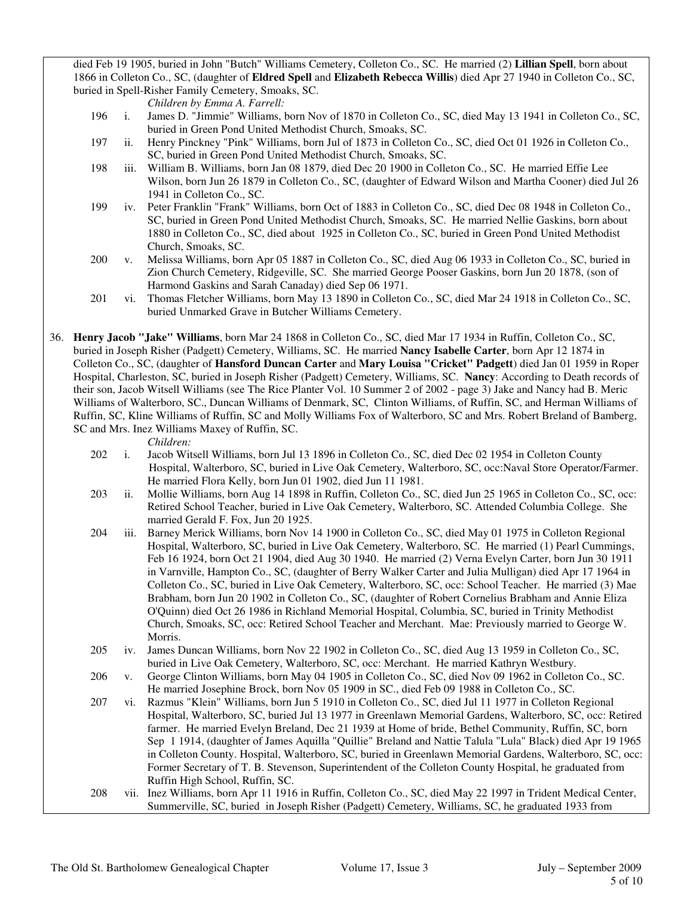died Feb 19 1905, buried in John "Butch" Williams Cemetery, Colleton Co., SC. He married (2) **Lillian Spell**, born about 1866 in Colleton Co., SC, (daughter of **Eldred Spell** and **Elizabeth Rebecca Willis**) died Apr 27 1940 in Colleton Co., SC, buried in Spell-Risher Family Cemetery, Smoaks, SC.

*Children by Emma A. Farrell:*

196 i. James D. "Jimmie" Williams, born Nov of 1870 in Colleton Co., SC, died May 13 1941 in Colleton Co., SC, buried in Green Pond United Methodist Church, Smoaks, SC.

197 ii. Henry Pinckney "Pink" Williams, born Jul of 1873 in Colleton Co., SC, died Oct 01 1926 in Colleton Co., SC, buried in Green Pond United Methodist Church, Smoaks, SC.

198 iii. William B. Williams, born Jan 08 1879, died Dec 20 1900 in Colleton Co., SC. He married Effie Lee Wilson, born Jun 26 1879 in Colleton Co., SC, (daughter of Edward Wilson and Martha Cooner) died Jul 26 1941 in Colleton Co., SC.

199 iv. Peter Franklin "Frank" Williams, born Oct of 1883 in Colleton Co., SC, died Dec 08 1948 in Colleton Co., SC, buried in Green Pond United Methodist Church, Smoaks, SC. He married Nellie Gaskins, born about 1880 in Colleton Co., SC, died about 1925 in Colleton Co., SC, buried in Green Pond United Methodist Church, Smoaks, SC.

200 v. Melissa Williams, born Apr 05 1887 in Colleton Co., SC, died Aug 06 1933 in Colleton Co., SC, buried in Zion Church Cemetery, Ridgeville, SC. She married George Pooser Gaskins, born Jun 20 1878, (son of Harmond Gaskins and Sarah Canaday) died Sep 06 1971.

201 vi. Thomas Fletcher Williams, born May 13 1890 in Colleton Co., SC, died Mar 24 1918 in Colleton Co., SC, buried Unmarked Grave in Butcher Williams Cemetery.

36. **Henry Jacob "Jake" Williams**, born Mar 24 1868 in Colleton Co., SC, died Mar 17 1934 in Ruffin, Colleton Co., SC, buried in Joseph Risher (Padgett) Cemetery, Williams, SC. He married **Nancy Isabelle Carter**, born Apr 12 1874 in Colleton Co., SC, (daughter of **Hansford Duncan Carter** and **Mary Louisa "Cricket" Padgett**) died Jan 01 1959 in Roper Hospital, Charleston, SC, buried in Joseph Risher (Padgett) Cemetery, Williams, SC. **Nancy**: According to Death records of their son, Jacob Witsell Williams (see The Rice Planter Vol. 10 Summer 2 of 2002 - page 3) Jake and Nancy had B. Meric Williams of Walterboro, SC., Duncan Williams of Denmark, SC, Clinton Williams, of Ruffin, SC, and Herman Williams of Ruffin, SC, Kline Williams of Ruffin, SC and Molly Williams Fox of Walterboro, SC and Mrs. Robert Breland of Bamberg, SC and Mrs. Inez Williams Maxey of Ruffin, SC.

*Children:*

202 i. Jacob Witsell Williams, born Jul 13 1896 in Colleton Co., SC, died Dec 02 1954 in Colleton County Hospital, Walterboro, SC, buried in Live Oak Cemetery, Walterboro, SC, occ:Naval Store Operator/Farmer. He married Flora Kelly, born Jun 01 1902, died Jun 11 1981.

203 ii. Mollie Williams, born Aug 14 1898 in Ruffin, Colleton Co., SC, died Jun 25 1965 in Colleton Co., SC, occ: Retired School Teacher, buried in Live Oak Cemetery, Walterboro, SC. Attended Columbia College. She married Gerald F. Fox, Jun 20 1925.

204 iii. Barney Merick Williams, born Nov 14 1900 in Colleton Co., SC, died May 01 1975 in Colleton Regional Hospital, Walterboro, SC, buried in Live Oak Cemetery, Walterboro, SC. He married (1) Pearl Cummings, Feb 16 1924, born Oct 21 1904, died Aug 30 1940. He married (2) Verna Evelyn Carter, born Jun 30 1911 in Varnville, Hampton Co., SC, (daughter of Berry Walker Carter and Julia Mulligan) died Apr 17 1964 in Colleton Co., SC, buried in Live Oak Cemetery, Walterboro, SC, occ: School Teacher. He married (3) Mae Brabham, born Jun 20 1902 in Colleton Co., SC, (daughter of Robert Cornelius Brabham and Annie Eliza O'Quinn) died Oct 26 1986 in Richland Memorial Hospital, Columbia, SC, buried in Trinity Methodist Church, Smoaks, SC, occ: Retired School Teacher and Merchant. Mae: Previously married to George W. Morris.

205 iv. James Duncan Williams, born Nov 22 1902 in Colleton Co., SC, died Aug 13 1959 in Colleton Co., SC, buried in Live Oak Cemetery, Walterboro, SC, occ: Merchant. He married Kathryn Westbury.

206 v. George Clinton Williams, born May 04 1905 in Colleton Co., SC, died Nov 09 1962 in Colleton Co., SC. He married Josephine Brock, born Nov 05 1909 in SC., died Feb 09 1988 in Colleton Co., SC.

207 vi. Razmus "Klein" Williams, born Jun 5 1910 in Colleton Co., SC, died Jul 11 1977 in Colleton Regional Hospital, Walterboro, SC, buried Jul 13 1977 in Greenlawn Memorial Gardens, Walterboro, SC, occ: Retired farmer. He married Evelyn Breland, Dec 21 1939 at Home of bride, Bethel Community, Ruffin, SC, born Sep 1 1914, (daughter of James Aquilla "Quillie" Breland and Nattie Talula "Lula" Black) died Apr 19 1965 in Colleton County. Hospital, Walterboro, SC, buried in Greenlawn Memorial Gardens, Walterboro, SC, occ: Former Secretary of T. B. Stevenson, Superintendent of the Colleton County Hospital, he graduated from Ruffin High School, Ruffin, SC.

208 vii. Inez Williams, born Apr 11 1916 in Ruffin, Colleton Co., SC, died May 22 1997 in Trident Medical Center, Summerville, SC, buried in Joseph Risher (Padgett) Cemetery, Williams, SC, he graduated 1933 from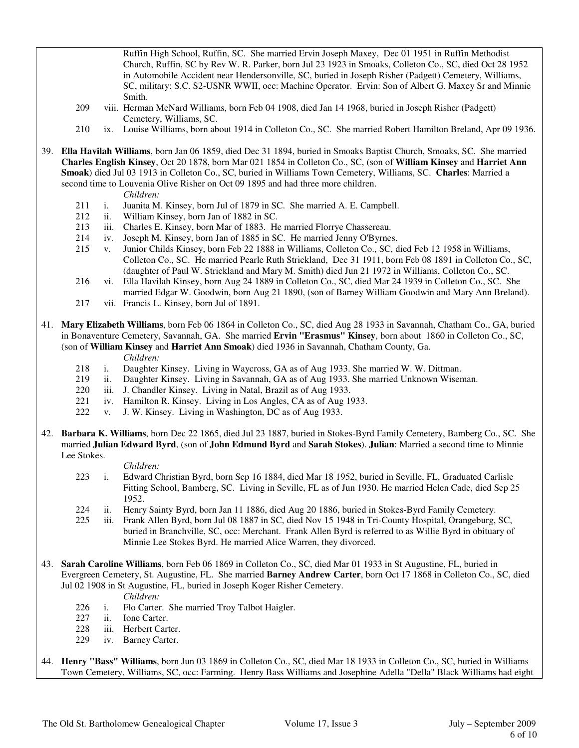Ruffin High School, Ruffin, SC. She married Ervin Joseph Maxey, Dec 01 1951 in Ruffin Methodist Church, Ruffin, SC by Rev W. R. Parker, born Jul 23 1923 in Smoaks, Colleton Co., SC, died Oct 28 1952 in Automobile Accident near Hendersonville, SC, buried in Joseph Risher (Padgett) Cemetery, Williams, SC, military: S.C. S2-USNR WWII, occ: Machine Operator. Ervin: Son of Albert G. Maxey Sr and Minnie Smith.

209 viii. Herman McNard Williams, born Feb 04 1908, died Jan 14 1968, buried in Joseph Risher (Padgett) Cemetery, Williams, SC.

210 ix. Louise Williams, born about 1914 in Colleton Co., SC. She married Robert Hamilton Breland, Apr 09 1936.

39. **Ella Havilah Williams**, born Jan 06 1859, died Dec 31 1894, buried in Smoaks Baptist Church, Smoaks, SC. She married **Charles English Kinsey**, Oct 20 1878, born Mar 021 1854 in Colleton Co., SC, (son of **William Kinsey** and **Harriet Ann Smoak**) died Jul 03 1913 in Colleton Co., SC, buried in Williams Town Cemetery, Williams, SC. **Charles**: Married a second time to Louvenia Olive Risher on Oct 09 1895 and had three more children.

*Children:*

211 i. Juanita M. Kinsey, born Jul of 1879 in SC. She married A. E. Campbell.

212 ii. William Kinsey, born Jan of 1882 in SC.

213 iii. Charles E. Kinsey, born Mar of 1883. He married Florrye Chassereau.

214 iv. Joseph M. Kinsey, born Jan of 1885 in SC. He married Jenny O'Byrnes.

215 v. Junior Childs Kinsey, born Feb 22 1888 in Williams, Colleton Co., SC, died Feb 12 1958 in Williams, Colleton Co., SC. He married Pearle Ruth Strickland, Dec 31 1911, born Feb 08 1891 in Colleton Co., SC, (daughter of Paul W. Strickland and Mary M. Smith) died Jun 21 1972 in Williams, Colleton Co., SC.

216 vi. Ella Havilah Kinsey, born Aug 24 1889 in Colleton Co., SC, died Mar 24 1939 in Colleton Co., SC. She married Edgar W. Goodwin, born Aug 21 1890, (son of Barney William Goodwin and Mary Ann Breland).

217 vii. Francis L. Kinsey, born Jul of 1891.

41. **Mary Elizabeth Williams**, born Feb 06 1864 in Colleton Co., SC, died Aug 28 1933 in Savannah, Chatham Co., GA, buried in Bonaventure Cemetery, Savannah, GA. She married **Ervin "Erasmus" Kinsey**, born about 1860 in Colleton Co., SC, (son of **William Kinsey** and **Harriet Ann Smoak**) died 1936 in Savannah, Chatham County, Ga.

*Children:*

218 i. Daughter Kinsey. Living in Waycross, GA as of Aug 1933. She married W. W. Dittman.

219 ii. Daughter Kinsey. Living in Savannah, GA as of Aug 1933. She married Unknown Wiseman.

220 iii. J. Chandler Kinsey. Living in Natal, Brazil as of Aug 1933.

221 iv. Hamilton R. Kinsey. Living in Los Angles, CA as of Aug 1933.

222 v. J. W. Kinsey. Living in Washington, DC as of Aug 1933.

42. **Barbara K. Williams**, born Dec 22 1865, died Jul 23 1887, buried in Stokes-Byrd Family Cemetery, Bamberg Co., SC. She married **Julian Edward Byrd**, (son of **John Edmund Byrd** and **Sarah Stokes**). **Julian**: Married a second time to Minnie Lee Stokes.

*Children:*

223 i. Edward Christian Byrd, born Sep 16 1884, died Mar 18 1952, buried in Seville, FL, Graduated Carlisle Fitting School, Bamberg, SC. Living in Seville, FL as of Jun 1930. He married Helen Cade, died Sep 25 1952.

224 ii. Henry Sainty Byrd, born Jan 11 1886, died Aug 20 1886, buried in Stokes-Byrd Family Cemetery.

225 iii. Frank Allen Byrd, born Jul 08 1887 in SC, died Nov 15 1948 in Tri-County Hospital, Orangeburg, SC, buried in Branchville, SC, occ: Merchant. Frank Allen Byrd is referred to as Willie Byrd in obituary of Minnie Lee Stokes Byrd. He married Alice Warren, they divorced.

43. **Sarah Caroline Williams**, born Feb 06 1869 in Colleton Co., SC, died Mar 01 1933 in St Augustine, FL, buried in Evergreen Cemetery, St. Augustine, FL. She married **Barney Andrew Carter**, born Oct 17 1868 in Colleton Co., SC, died Jul 02 1908 in St Augustine, FL, buried in Joseph Koger Risher Cemetery.

*Children:*

226 i. Flo Carter. She married Troy Talbot Haigler.

227 ii. Ione Carter.

228 iii. Herbert Carter.

229 iv. Barney Carter.

44. **Henry "Bass" Williams**, born Jun 03 1869 in Colleton Co., SC, died Mar 18 1933 in Colleton Co., SC, buried in Williams Town Cemetery, Williams, SC, occ: Farming. Henry Bass Williams and Josephine Adella "Della" Black Williams had eight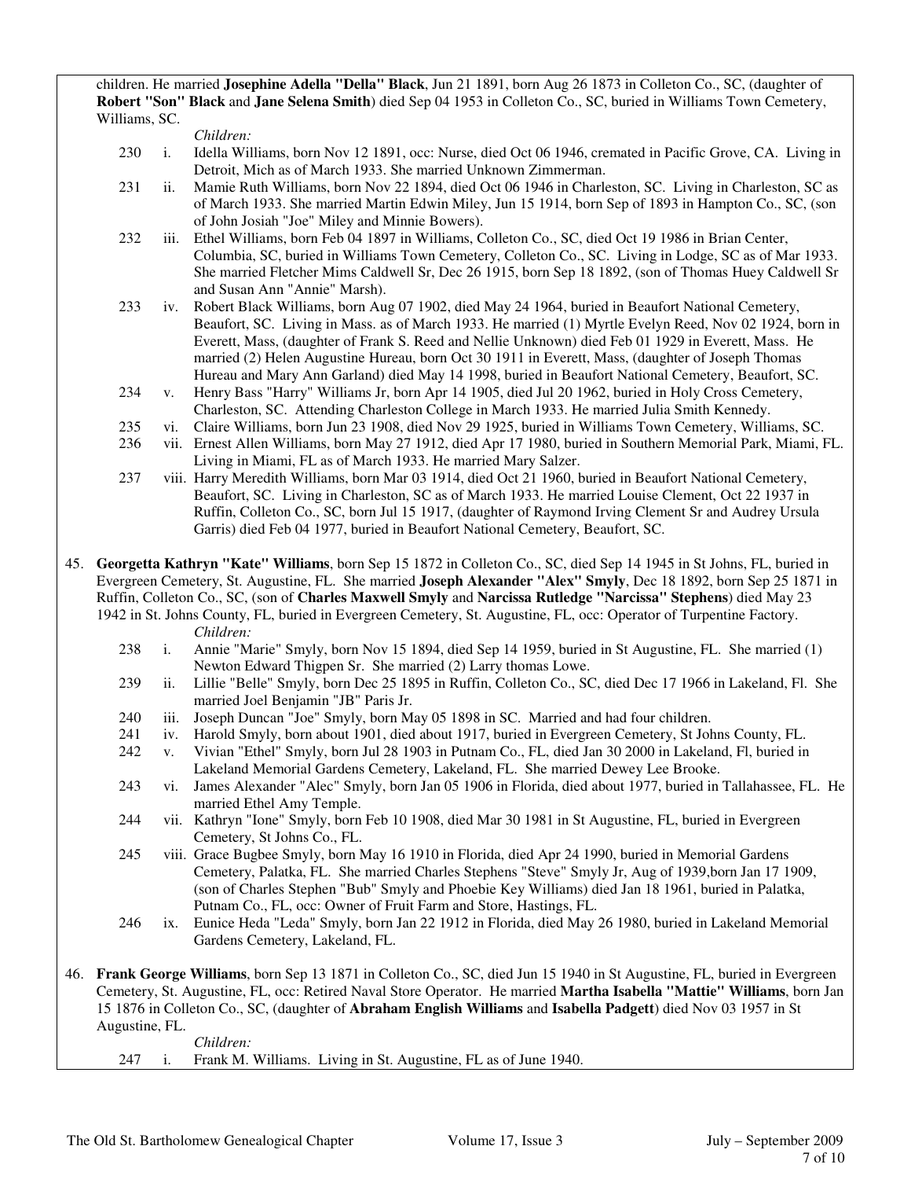children. He married **Josephine Adella "Della" Black**, Jun 21 1891, born Aug 26 1873 in Colleton Co., SC, (daughter of **Robert "Son" Black** and **Jane Selena Smith**) died Sep 04 1953 in Colleton Co., SC, buried in Williams Town Cemetery, Williams, SC.

*Children:*

230 i. Idella Williams, born Nov 12 1891, occ: Nurse, died Oct 06 1946, cremated in Pacific Grove, CA. Living in Detroit, Mich as of March 1933. She married Unknown Zimmerman.

231 ii. Mamie Ruth Williams, born Nov 22 1894, died Oct 06 1946 in Charleston, SC. Living in Charleston, SC as of March 1933. She married Martin Edwin Miley, Jun 15 1914, born Sep of 1893 in Hampton Co., SC, (son of John Josiah "Joe" Miley and Minnie Bowers).

232 iii. Ethel Williams, born Feb 04 1897 in Williams, Colleton Co., SC, died Oct 19 1986 in Brian Center, Columbia, SC, buried in Williams Town Cemetery, Colleton Co., SC. Living in Lodge, SC as of Mar 1933. She married Fletcher Mims Caldwell Sr, Dec 26 1915, born Sep 18 1892, (son of Thomas Huey Caldwell Sr and Susan Ann "Annie" Marsh).

233 iv. Robert Black Williams, born Aug 07 1902, died May 24 1964, buried in Beaufort National Cemetery, Beaufort, SC. Living in Mass. as of March 1933. He married (1) Myrtle Evelyn Reed, Nov 02 1924, born in Everett, Mass, (daughter of Frank S. Reed and Nellie Unknown) died Feb 01 1929 in Everett, Mass. He married (2) Helen Augustine Hureau, born Oct 30 1911 in Everett, Mass, (daughter of Joseph Thomas Hureau and Mary Ann Garland) died May 14 1998, buried in Beaufort National Cemetery, Beaufort, SC.

234 v. Henry Bass "Harry" Williams Jr, born Apr 14 1905, died Jul 20 1962, buried in Holy Cross Cemetery, Charleston, SC. Attending Charleston College in March 1933. He married Julia Smith Kennedy.

235 vi. Claire Williams, born Jun 23 1908, died Nov 29 1925, buried in Williams Town Cemetery, Williams, SC.

236 vii. Ernest Allen Williams, born May 27 1912, died Apr 17 1980, buried in Southern Memorial Park, Miami, FL. Living in Miami, FL as of March 1933. He married Mary Salzer.

237 viii. Harry Meredith Williams, born Mar 03 1914, died Oct 21 1960, buried in Beaufort National Cemetery, Beaufort, SC. Living in Charleston, SC as of March 1933. He married Louise Clement, Oct 22 1937 in Ruffin, Colleton Co., SC, born Jul 15 1917, (daughter of Raymond Irving Clement Sr and Audrey Ursula Garris) died Feb 04 1977, buried in Beaufort National Cemetery, Beaufort, SC.

45. **Georgetta Kathryn "Kate" Williams**, born Sep 15 1872 in Colleton Co., SC, died Sep 14 1945 in St Johns, FL, buried in Evergreen Cemetery, St. Augustine, FL. She married **Joseph Alexander "Alex" Smyly**, Dec 18 1892, born Sep 25 1871 in Ruffin, Colleton Co., SC, (son of **Charles Maxwell Smyly** and **Narcissa Rutledge "Narcissa" Stephens**) died May 23 1942 in St. Johns County, FL, buried in Evergreen Cemetery, St. Augustine, FL, occ: Operator of Turpentine Factory.

*Children:*

238 i. Annie "Marie" Smyly, born Nov 15 1894, died Sep 14 1959, buried in St Augustine, FL. She married (1) Newton Edward Thigpen Sr. She married (2) Larry thomas Lowe.

239 ii. Lillie "Belle" Smyly, born Dec 25 1895 in Ruffin, Colleton Co., SC, died Dec 17 1966 in Lakeland, Fl. She married Joel Benjamin "JB" Paris Jr.

240 iii. Joseph Duncan "Joe" Smyly, born May 05 1898 in SC. Married and had four children.

241 iv. Harold Smyly, born about 1901, died about 1917, buried in Evergreen Cemetery, St Johns County, FL.

242 v. Vivian "Ethel" Smyly, born Jul 28 1903 in Putnam Co., FL, died Jan 30 2000 in Lakeland, Fl, buried in Lakeland Memorial Gardens Cemetery, Lakeland, FL. She married Dewey Lee Brooke.

243 vi. James Alexander "Alec" Smyly, born Jan 05 1906 in Florida, died about 1977, buried in Tallahassee, FL. He married Ethel Amy Temple.

244 vii. Kathryn "Ione" Smyly, born Feb 10 1908, died Mar 30 1981 in St Augustine, FL, buried in Evergreen Cemetery, St Johns Co., FL.

245 viii. Grace Bugbee Smyly, born May 16 1910 in Florida, died Apr 24 1990, buried in Memorial Gardens Cemetery, Palatka, FL. She married Charles Stephens "Steve" Smyly Jr, Aug of 1939,born Jan 17 1909, (son of Charles Stephen "Bub" Smyly and Phoebie Key Williams) died Jan 18 1961, buried in Palatka, Putnam Co., FL, occ: Owner of Fruit Farm and Store, Hastings, FL.

246 ix. Eunice Heda "Leda" Smyly, born Jan 22 1912 in Florida, died May 26 1980, buried in Lakeland Memorial Gardens Cemetery, Lakeland, FL.

46. **Frank George Williams**, born Sep 13 1871 in Colleton Co., SC, died Jun 15 1940 in St Augustine, FL, buried in Evergreen Cemetery, St. Augustine, FL, occ: Retired Naval Store Operator. He married **Martha Isabella "Mattie" Williams**, born Jan 15 1876 in Colleton Co., SC, (daughter of **Abraham English Williams** and **Isabella Padgett**) died Nov 03 1957 in St Augustine, FL.

*Children:*

247 i. Frank M. Williams. Living in St. Augustine, FL as of June 1940.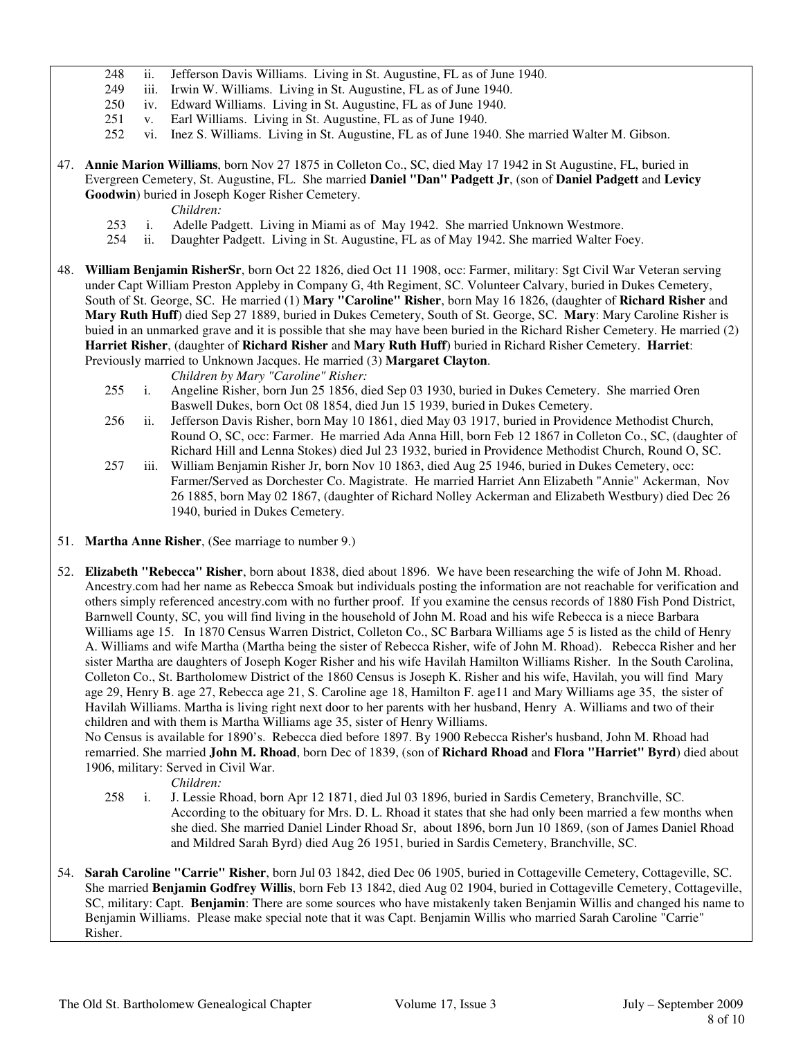248 ii. Jefferson Davis Williams. Living in St. Augustine, FL as of June 1940.
249 iii. Irwin W. Williams. Living in St. Augustine, FL as of June 1940.
250 iv. Edward Williams. Living in St. Augustine, FL as of June 1940.
251 v. Earl Williams. Living in St. Augustine, FL as of June 1940.
252 vi. Inez S. Williams. Living in St. Augustine, FL as of June 1940. She married Walter M. Gibson.

47. **Annie Marion Williams**, born Nov 27 1875 in Colleton Co., SC, died May 17 1942 in St Augustine, FL, buried in Evergreen Cemetery, St. Augustine, FL. She married **Daniel "Dan" Padgett Jr**, (son of **Daniel Padgett** and **Levicy Goodwin**) buried in Joseph Koger Risher Cemetery.

*Children:*

253 i. Adelle Padgett. Living in Miami as of May 1942. She married Unknown Westmore.
254 ii. Daughter Padgett. Living in St. Augustine, FL as of May 1942. She married Walter Foey.

48. **William Benjamin RisherSr**, born Oct 22 1826, died Oct 11 1908, occ: Farmer, military: Sgt Civil War Veteran serving under Capt William Preston Appleby in Company G, 4th Regiment, SC. Volunteer Calvary, buried in Dukes Cemetery, South of St. George, SC. He married (1) **Mary "Caroline" Risher**, born May 16 1826, (daughter of **Richard Risher** and **Mary Ruth Huff**) died Sep 27 1889, buried in Dukes Cemetery, South of St. George, SC. **Mary**: Mary Caroline Risher is buied in an unmarked grave and it is possible that she may have been buried in the Richard Risher Cemetery. He married (2) **Harriet Risher**, (daughter of **Richard Risher** and **Mary Ruth Huff**) buried in Richard Risher Cemetery. **Harriet**: Previously married to Unknown Jacques. He married (3) **Margaret Clayton**.

*Children by Mary "Caroline" Risher:*

255 i. Angeline Risher, born Jun 25 1856, died Sep 03 1930, buried in Dukes Cemetery. She married Oren Baswell Dukes, born Oct 08 1854, died Jun 15 1939, buried in Dukes Cemetery.
256 ii. Jefferson Davis Risher, born May 10 1861, died May 03 1917, buried in Providence Methodist Church, Round O, SC, occ: Farmer. He married Ada Anna Hill, born Feb 12 1867 in Colleton Co., SC, (daughter of Richard Hill and Lenna Stokes) died Jul 23 1932, buried in Providence Methodist Church, Round O, SC.
257 iii. William Benjamin Risher Jr, born Nov 10 1863, died Aug 25 1946, buried in Dukes Cemetery, occ: Farmer/Served as Dorchester Co. Magistrate. He married Harriet Ann Elizabeth "Annie" Ackerman, Nov 26 1885, born May 02 1867, (daughter of Richard Nolley Ackerman and Elizabeth Westbury) died Dec 26 1940, buried in Dukes Cemetery.

51. **Martha Anne Risher**, (See marriage to number 9.)

52. **Elizabeth "Rebecca" Risher**, born about 1838, died about 1896. We have been researching the wife of John M. Rhoad. Ancestry.com had her name as Rebecca Smoak but individuals posting the information are not reachable for verification and others simply referenced ancestry.com with no further proof. If you examine the census records of 1880 Fish Pond District, Barnwell County, SC, you will find living in the household of John M. Road and his wife Rebecca is a niece Barbara Williams age 15. In 1870 Census Warren District, Colleton Co., SC Barbara Williams age 5 is listed as the child of Henry A. Williams and wife Martha (Martha being the sister of Rebecca Risher, wife of John M. Rhoad). Rebecca Risher and her sister Martha are daughters of Joseph Koger Risher and his wife Havilah Hamilton Williams Risher. In the South Carolina, Colleton Co., St. Bartholomew District of the 1860 Census is Joseph K. Risher and his wife, Havilah, you will find Mary age 29, Henry B. age 27, Rebecca age 21, S. Caroline age 18, Hamilton F. age11 and Mary Williams age 35, the sister of Havilah Williams. Martha is living right next door to her parents with her husband, Henry A. Williams and two of their children and with them is Martha Williams age 35, sister of Henry Williams.
No Census is available for 1890's. Rebecca died before 1897. By 1900 Rebecca Risher's husband, John M. Rhoad had remarried. She married **John M. Rhoad**, born Dec of 1839, (son of **Richard Rhoad** and **Flora "Harriet" Byrd**) died about 1906, military: Served in Civil War.

*Children:*

258 i. J. Lessie Rhoad, born Apr 12 1871, died Jul 03 1896, buried in Sardis Cemetery, Branchville, SC. According to the obituary for Mrs. D. L. Rhoad it states that she had only been married a few months when she died. She married Daniel Linder Rhoad Sr, about 1896, born Jun 10 1869, (son of James Daniel Rhoad and Mildred Sarah Byrd) died Aug 26 1951, buried in Sardis Cemetery, Branchville, SC.

54. **Sarah Caroline "Carrie" Risher**, born Jul 03 1842, died Dec 06 1905, buried in Cottageville Cemetery, Cottageville, SC. She married **Benjamin Godfrey Willis**, born Feb 13 1842, died Aug 02 1904, buried in Cottageville Cemetery, Cottageville, SC, military: Capt. **Benjamin**: There are some sources who have mistakenly taken Benjamin Willis and changed his name to Benjamin Williams. Please make special note that it was Capt. Benjamin Willis who married Sarah Caroline "Carrie" Risher.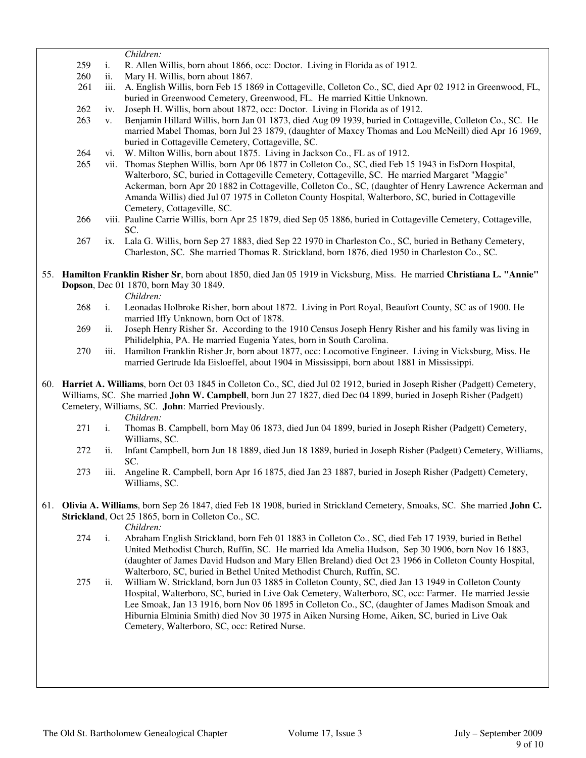*Children:*

259 i. R. Allen Willis, born about 1866, occ: Doctor. Living in Florida as of 1912.

260 ii. Mary H. Willis, born about 1867.

261 iii. A. English Willis, born Feb 15 1869 in Cottageville, Colleton Co., SC, died Apr 02 1912 in Greenwood, FL, buried in Greenwood Cemetery, Greenwood, FL. He married Kittie Unknown.

262 iv. Joseph H. Willis, born about 1872, occ: Doctor. Living in Florida as of 1912.

263 v. Benjamin Hillard Willis, born Jan 01 1873, died Aug 09 1939, buried in Cottageville, Colleton Co., SC. He married Mabel Thomas, born Jul 23 1879, (daughter of Maxcy Thomas and Lou McNeill) died Apr 16 1969, buried in Cottageville Cemetery, Cottageville, SC.

264 vi. W. Milton Willis, born about 1875. Living in Jackson Co., FL as of 1912.

265 vii. Thomas Stephen Willis, born Apr 06 1877 in Colleton Co., SC, died Feb 15 1943 in EsDorn Hospital, Walterboro, SC, buried in Cottageville Cemetery, Cottageville, SC. He married Margaret "Maggie" Ackerman, born Apr 20 1882 in Cottageville, Colleton Co., SC, (daughter of Henry Lawrence Ackerman and Amanda Willis) died Jul 07 1975 in Colleton County Hospital, Walterboro, SC, buried in Cottageville Cemetery, Cottageville, SC.

266 viii. Pauline Carrie Willis, born Apr 25 1879, died Sep 05 1886, buried in Cottageville Cemetery, Cottageville, SC.

267 ix. Lala G. Willis, born Sep 27 1883, died Sep 22 1970 in Charleston Co., SC, buried in Bethany Cemetery, Charleston, SC. She married Thomas R. Strickland, born 1876, died 1950 in Charleston Co., SC.

55. **Hamilton Franklin Risher Sr**, born about 1850, died Jan 05 1919 in Vicksburg, Miss. He married **Christiana L. "Annie" Dopson**, Dec 01 1870, born May 30 1849.

*Children:*

268 i. Leonadas Holbroke Risher, born about 1872. Living in Port Royal, Beaufort County, SC as of 1900. He married Iffy Unknown, born Oct of 1878.

269 ii. Joseph Henry Risher Sr. According to the 1910 Census Joseph Henry Risher and his family was living in Philidelphia, PA. He married Eugenia Yates, born in South Carolina.

270 iii. Hamilton Franklin Risher Jr, born about 1877, occ: Locomotive Engineer. Living in Vicksburg, Miss. He married Gertrude Ida Eisloeffel, about 1904 in Mississippi, born about 1881 in Mississippi.

60. **Harriet A. Williams**, born Oct 03 1845 in Colleton Co., SC, died Jul 02 1912, buried in Joseph Risher (Padgett) Cemetery, Williams, SC. She married **John W. Campbell**, born Jun 27 1827, died Dec 04 1899, buried in Joseph Risher (Padgett) Cemetery, Williams, SC. **John**: Married Previously.

*Children:*

271 i. Thomas B. Campbell, born May 06 1873, died Jun 04 1899, buried in Joseph Risher (Padgett) Cemetery, Williams, SC.

272 ii. Infant Campbell, born Jun 18 1889, died Jun 18 1889, buried in Joseph Risher (Padgett) Cemetery, Williams, SC.

273 iii. Angeline R. Campbell, born Apr 16 1875, died Jan 23 1887, buried in Joseph Risher (Padgett) Cemetery, Williams, SC.

61. **Olivia A. Williams**, born Sep 26 1847, died Feb 18 1908, buried in Strickland Cemetery, Smoaks, SC. She married **John C. Strickland**, Oct 25 1865, born in Colleton Co., SC.

*Children:*

274 i. Abraham English Strickland, born Feb 01 1883 in Colleton Co., SC, died Feb 17 1939, buried in Bethel United Methodist Church, Ruffin, SC. He married Ida Amelia Hudson, Sep 30 1906, born Nov 16 1883, (daughter of James David Hudson and Mary Ellen Breland) died Oct 23 1966 in Colleton County Hospital, Walterboro, SC, buried in Bethel United Methodist Church, Ruffin, SC.

275 ii. William W. Strickland, born Jun 03 1885 in Colleton County, SC, died Jan 13 1949 in Colleton County Hospital, Walterboro, SC, buried in Live Oak Cemetery, Walterboro, SC, occ: Farmer. He married Jessie Lee Smoak, Jan 13 1916, born Nov 06 1895 in Colleton Co., SC, (daughter of James Madison Smoak and Hiburnia Elminia Smith) died Nov 30 1975 in Aiken Nursing Home, Aiken, SC, buried in Live Oak Cemetery, Walterboro, SC, occ: Retired Nurse.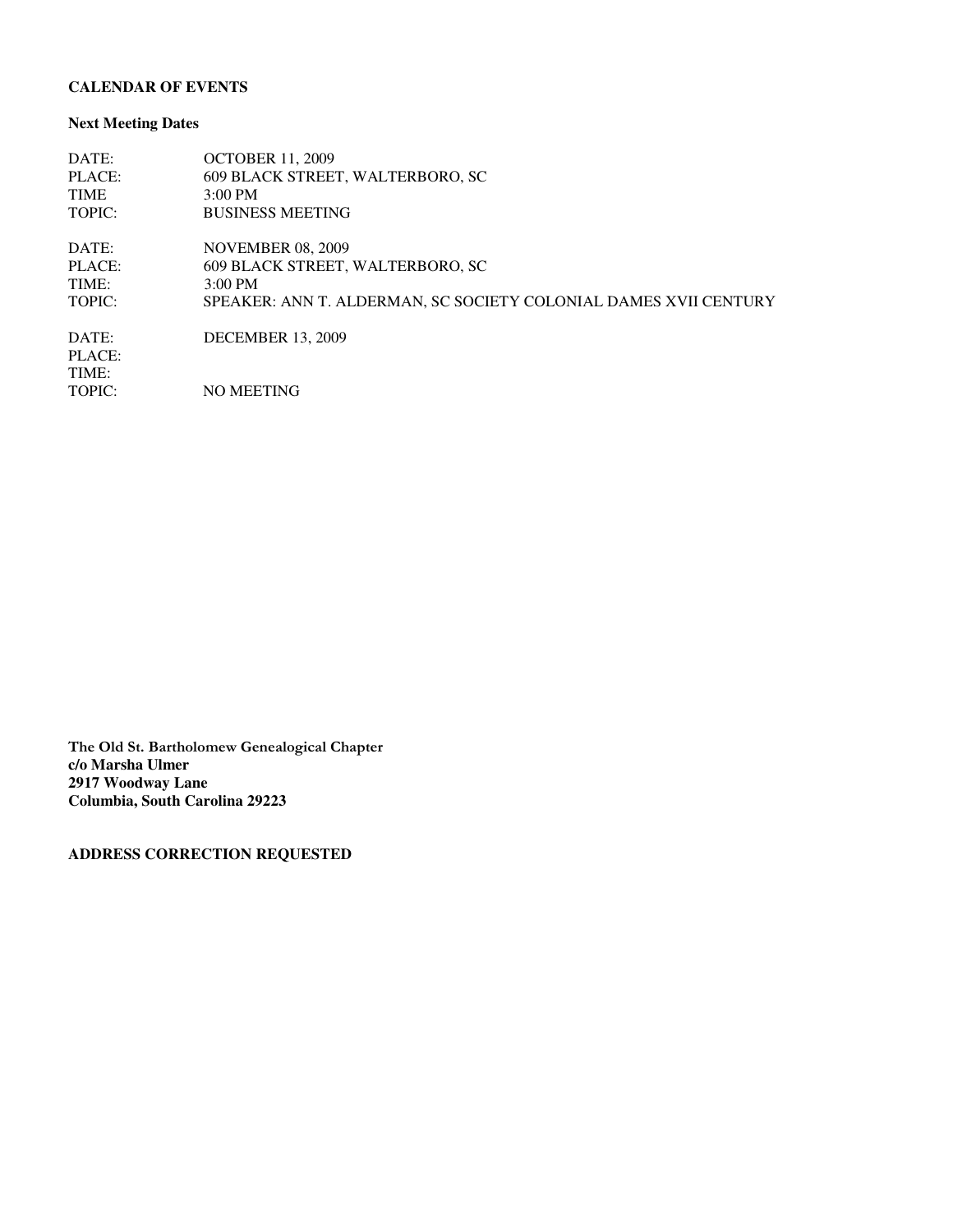**CALENDAR OF EVENTS**

**Next Meeting Dates**

| | |
|---|---|
| DATE: | OCTOBER 11, 2009 |
| PLACE: | 609 BLACK STREET, WALTERBORO, SC |
| TIME | 3:00 PM |
| TOPIC: | BUSINESS MEETING |

| | |
|---|---|
| DATE: | NOVEMBER 08, 2009 |
| PLACE: | 609 BLACK STREET, WALTERBORO, SC |
| TIME: | 3:00 PM |
| TOPIC: | SPEAKER: ANN T. ALDERMAN, SC SOCIETY COLONIAL DAMES XVII CENTURY |

| | |
|---|---|
| DATE: | DECEMBER 13, 2009 |
| PLACE: | |
| TIME: | |
| TOPIC: | NO MEETING |

**The Old St. Bartholomew Genealogical Chapter**
**c/o Marsha Ulmer**
**2917 Woodway Lane**
**Columbia, South Carolina 29223**

**ADDRESS CORRECTION REQUESTED**